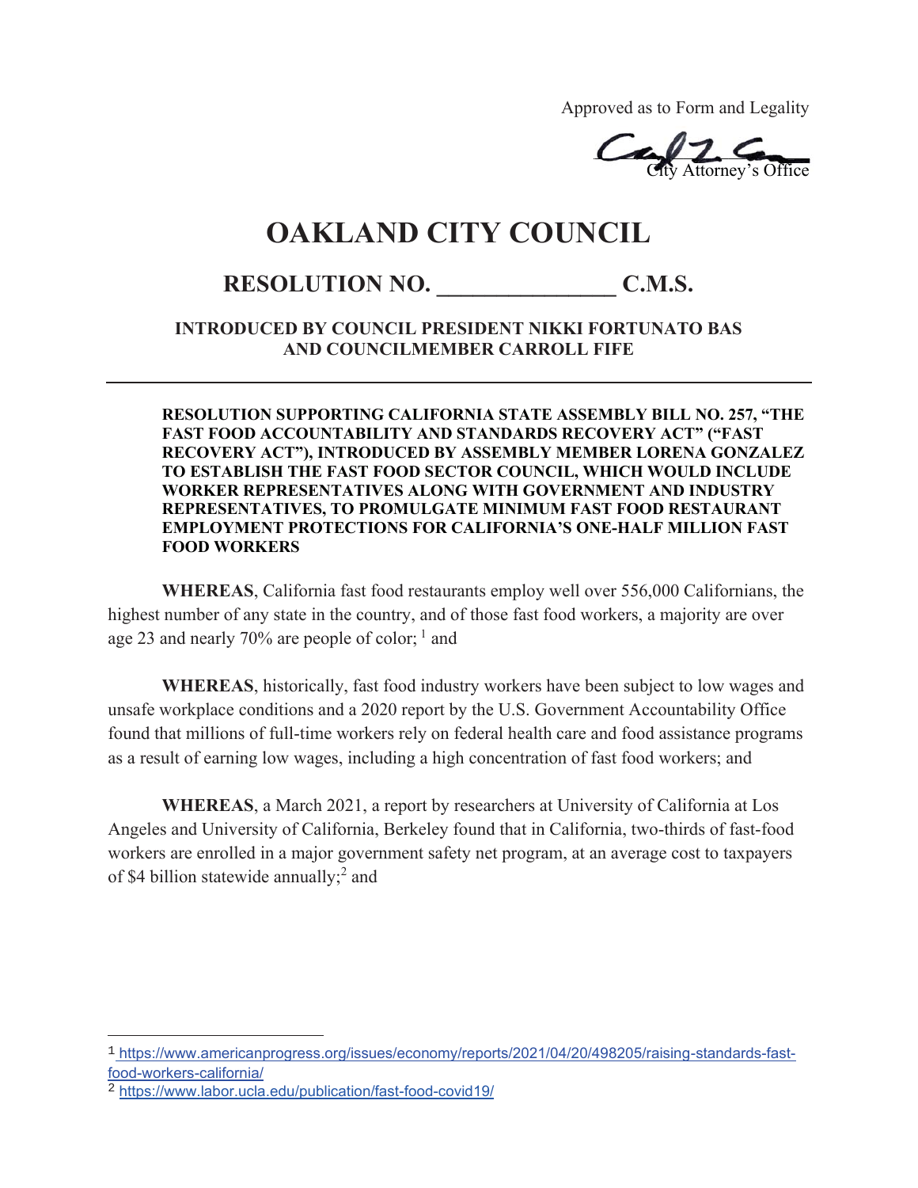Approved as to Form and Legality

City Attorney's Office

# OAKLAND CITY COUNCIL

## RESOLUTION NO. _______________ C.M.S.

**INTRODUCED BY COUNCIL PRESIDENT NIKKI FORTUNATO BAS AND COUNCILMEMBER CARROLL FIFE**

---

**RESOLUTION SUPPORTING CALIFORNIA STATE ASSEMBLY BILL NO. 257, "THE FAST FOOD ACCOUNTABILITY AND STANDARDS RECOVERY ACT" ("FAST RECOVERY ACT"), INTRODUCED BY ASSEMBLY MEMBER LORENA GONZALEZ TO ESTABLISH THE FAST FOOD SECTOR COUNCIL, WHICH WOULD INCLUDE WORKER REPRESENTATIVES ALONG WITH GOVERNMENT AND INDUSTRY REPRESENTATIVES, TO PROMULGATE MINIMUM FAST FOOD RESTAURANT EMPLOYMENT PROTECTIONS FOR CALIFORNIA'S ONE-HALF MILLION FAST FOOD WORKERS**

**WHEREAS**, California fast food restaurants employ well over 556,000 Californians, the highest number of any state in the country, and of those fast food workers, a majority are over age 23 and nearly 70% are people of color; [1] and

**WHEREAS**, historically, fast food industry workers have been subject to low wages and unsafe workplace conditions and a 2020 report by the U.S. Government Accountability Office found that millions of full-time workers rely on federal health care and food assistance programs as a result of earning low wages, including a high concentration of fast food workers; and

**WHEREAS**, a March 2021, a report by researchers at University of California at Los Angeles and University of California, Berkeley found that in California, two-thirds of fast-food workers are enrolled in a major government safety net program, at an average cost to taxpayers of $4 billion statewide annually;[2] and

---

[1] https://www.americanprogress.org/issues/economy/reports/2021/04/20/498205/raising-standards-fast-food-workers-california/

[2] https://www.labor.ucla.edu/publication/fast-food-covid19/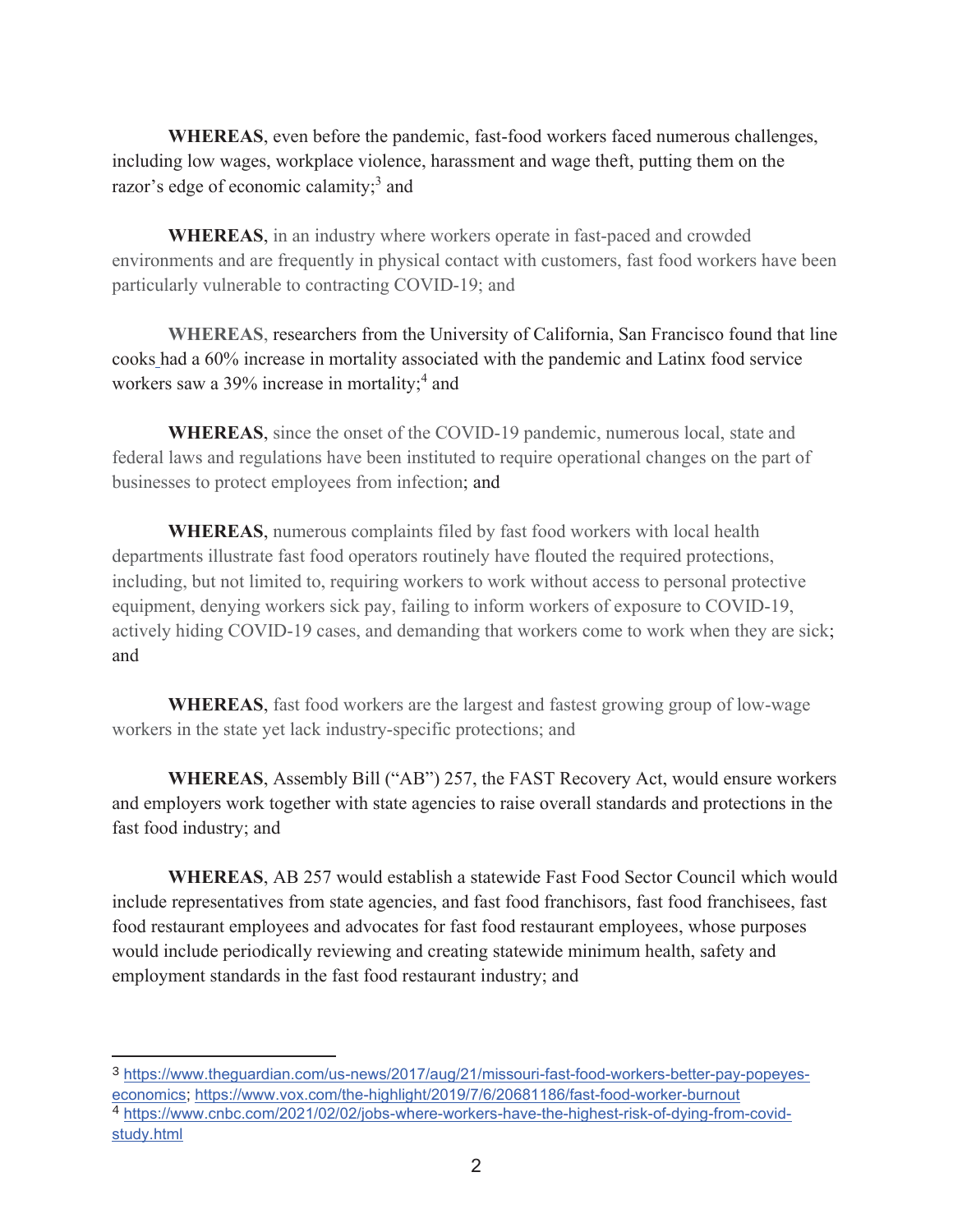**WHEREAS**, even before the pandemic, fast-food workers faced numerous challenges, including low wages, workplace violence, harassment and wage theft, putting them on the razor's edge of economic calamity;[3] and

**WHEREAS**, in an industry where workers operate in fast-paced and crowded environments and are frequently in physical contact with customers, fast food workers have been particularly vulnerable to contracting COVID-19; and

**WHEREAS**, researchers from the University of California, San Francisco found that line cooks had a 60% increase in mortality associated with the pandemic and Latinx food service workers saw a 39% increase in mortality;[4] and

**WHEREAS**, since the onset of the COVID-19 pandemic, numerous local, state and federal laws and regulations have been instituted to require operational changes on the part of businesses to protect employees from infection; and

**WHEREAS**, numerous complaints filed by fast food workers with local health departments illustrate fast food operators routinely have flouted the required protections, including, but not limited to, requiring workers to work without access to personal protective equipment, denying workers sick pay, failing to inform workers of exposure to COVID-19, actively hiding COVID-19 cases, and demanding that workers come to work when they are sick; and

**WHEREAS**, fast food workers are the largest and fastest growing group of low-wage workers in the state yet lack industry-specific protections; and

**WHEREAS**, Assembly Bill ("AB") 257, the FAST Recovery Act, would ensure workers and employers work together with state agencies to raise overall standards and protections in the fast food industry; and

**WHEREAS**, AB 257 would establish a statewide Fast Food Sector Council which would include representatives from state agencies, and fast food franchisors, fast food franchisees, fast food restaurant employees and advocates for fast food restaurant employees, whose purposes would include periodically reviewing and creating statewide minimum health, safety and employment standards in the fast food restaurant industry; and

---

[3] https://www.theguardian.com/us-news/2017/aug/21/missouri-fast-food-workers-better-pay-popeyes-economics; https://www.vox.com/the-highlight/2019/7/6/20681186/fast-food-worker-burnout

[4] https://www.cnbc.com/2021/02/02/jobs-where-workers-have-the-highest-risk-of-dying-from-covid-study.html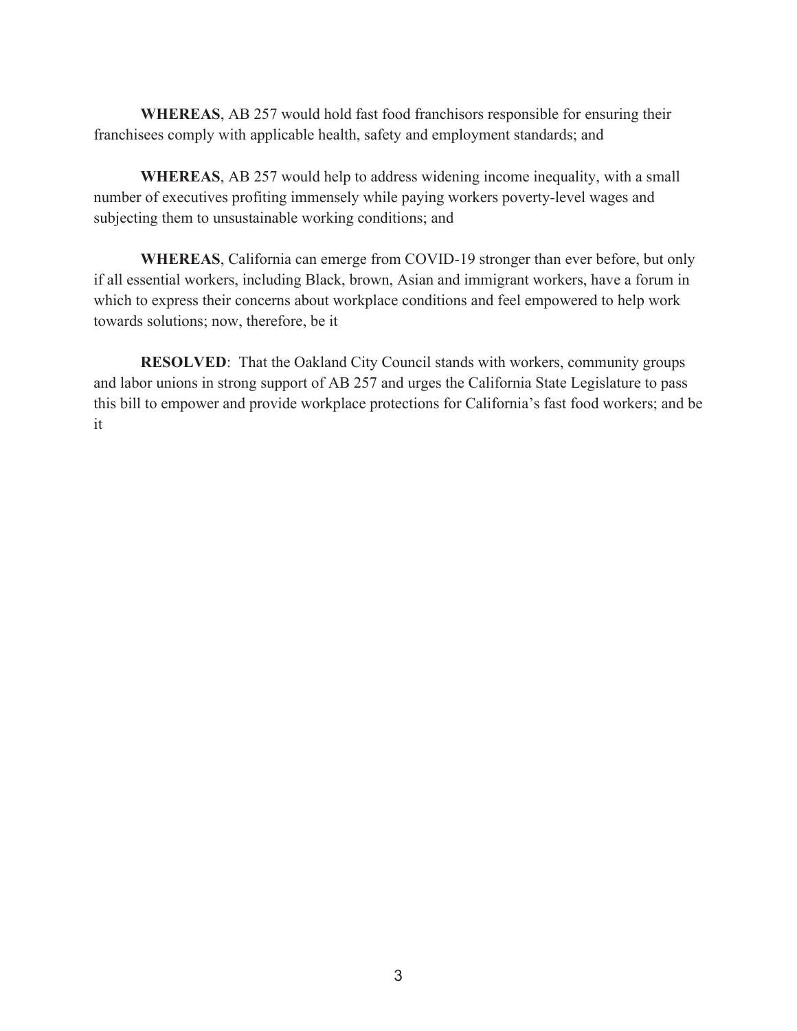**WHEREAS**, AB 257 would hold fast food franchisors responsible for ensuring their franchisees comply with applicable health, safety and employment standards; and

**WHEREAS**, AB 257 would help to address widening income inequality, with a small number of executives profiting immensely while paying workers poverty-level wages and subjecting them to unsustainable working conditions; and

**WHEREAS**, California can emerge from COVID-19 stronger than ever before, but only if all essential workers, including Black, brown, Asian and immigrant workers, have a forum in which to express their concerns about workplace conditions and feel empowered to help work towards solutions; now, therefore, be it

**RESOLVED**: That the Oakland City Council stands with workers, community groups and labor unions in strong support of AB 257 and urges the California State Legislature to pass this bill to empower and provide workplace protections for California's fast food workers; and be it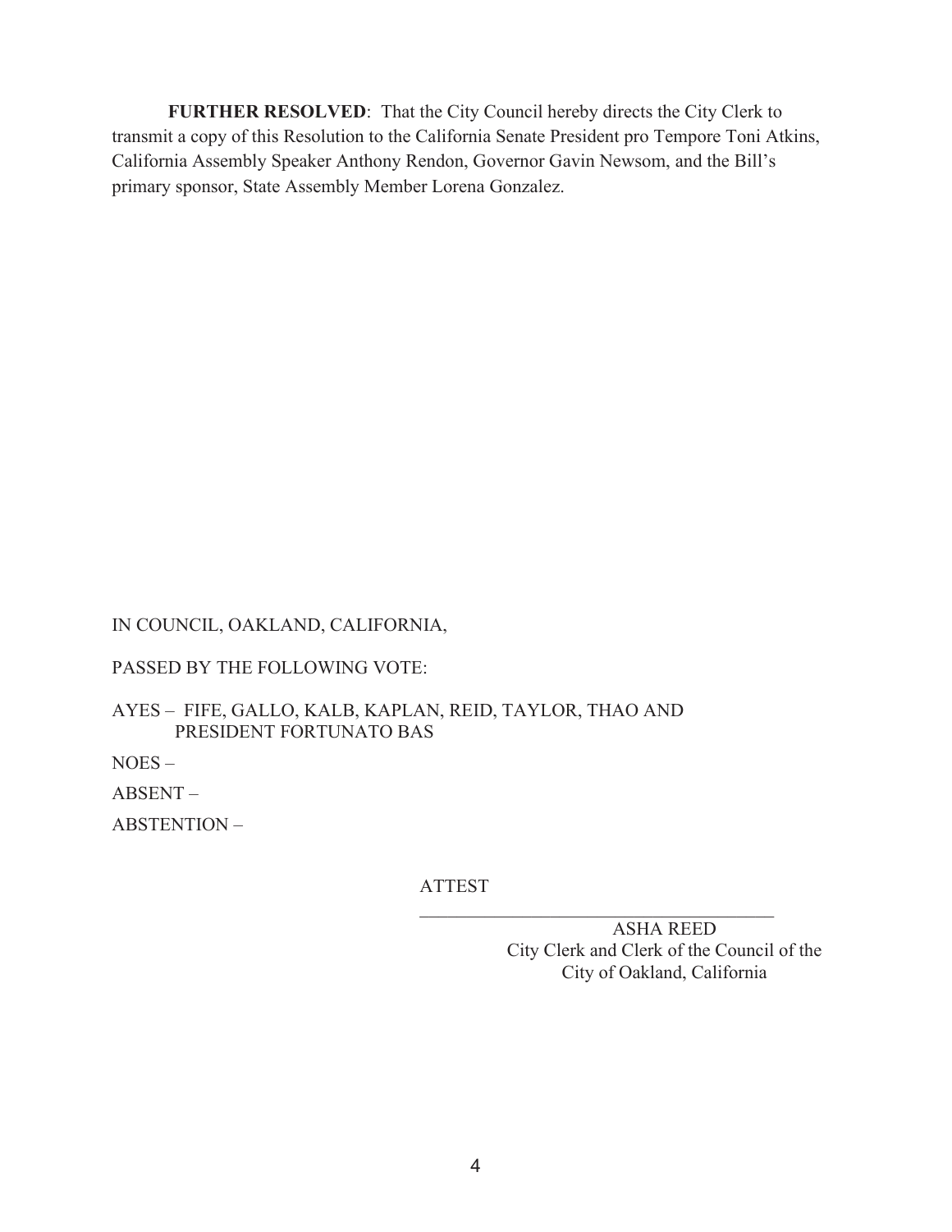**FURTHER RESOLVED**: That the City Council hereby directs the City Clerk to transmit a copy of this Resolution to the California Senate President pro Tempore Toni Atkins, California Assembly Speaker Anthony Rendon, Governor Gavin Newsom, and the Bill's primary sponsor, State Assembly Member Lorena Gonzalez.

IN COUNCIL, OAKLAND, CALIFORNIA,

PASSED BY THE FOLLOWING VOTE:

AYES – FIFE, GALLO, KALB, KAPLAN, REID, TAYLOR, THAO AND PRESIDENT FORTUNATO BAS

NOES –

ABSENT –

ABSTENTION –

ATTEST

\_\_\_\_\_\_\_\_\_\_\_\_\_\_\_\_\_\_\_\_\_\_\_\_\_\_\_\_\_\_\_\_\_\_\_\_\_\_\_\_

ASHA REED
City Clerk and Clerk of the Council of the City of Oakland, California